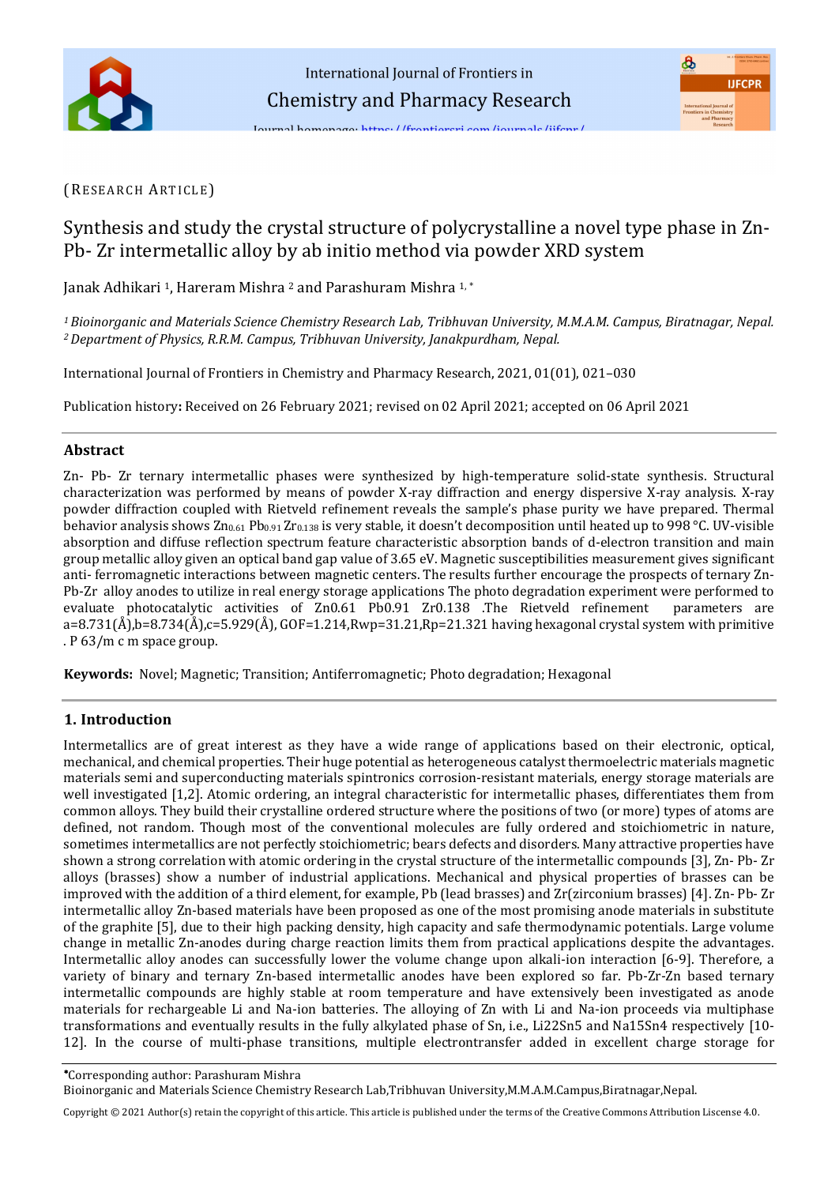(RESEARCH ARTICLE)

# Synthesis and study the crystal structure of polycrystalline a novel type phase in Zn-Pb- Zr intermetallic alloy by ab initio method via powder XRD system

Janak Adhikari [1], Hareram Mishra [2] and Parashuram Mishra [1,*]

[1] *Bioinorganic and Materials Science Chemistry Research Lab, Tribhuvan University, M.M.A.M. Campus, Biratnagar, Nepal.*
[2] *Department of Physics, R.R.M. Campus, Tribhuvan University, Janakpurdham, Nepal.*

International Journal of Frontiers in Chemistry and Pharmacy Research, 2021, 01(01), 021–030

Publication history**:** Received on 26 February 2021; revised on 02 April 2021; accepted on 06 April 2021

## Abstract

Zn- Pb- Zr ternary intermetallic phases were synthesized by high-temperature solid-state synthesis. Structural characterization was performed by means of powder X-ray diffraction and energy dispersive X-ray analysis. X-ray powder diffraction coupled with Rietveld refinement reveals the sample's phase purity we have prepared. Thermal behavior analysis shows $Zn_{0.61}$ $Pb_{0.91}$ $Zr_{0.138}$ is very stable, it doesn't decomposition until heated up to 998 °C. UV-visible absorption and diffuse reflection spectrum feature characteristic absorption bands of d-electron transition and main group metallic alloy given an optical band gap value of 3.65 eV. Magnetic susceptibilities measurement gives significant anti- ferromagnetic interactions between magnetic centers. The results further encourage the prospects of ternary Zn-Pb-Zr alloy anodes to utilize in real energy storage applications The photo degradation experiment were performed to evaluate photocatalytic activities of Zn0.61 Pb0.91 Zr0.138 .The Rietveld refinement parameters are a=8.731(Å),b=8.734(Å),c=5.929(Å), GOF=1.214,Rwp=31.21,Rp=21.321 having hexagonal crystal system with primitive . P 63/m c m space group.

**Keywords:** Novel; Magnetic; Transition; Antiferromagnetic; Photo degradation; Hexagonal

## 1. Introduction

Intermetallics are of great interest as they have a wide range of applications based on their electronic, optical, mechanical, and chemical properties. Their huge potential as heterogeneous catalyst thermoelectric materials magnetic materials semi and superconducting materials spintronics corrosion-resistant materials, energy storage materials are well investigated [1,2]. Atomic ordering, an integral characteristic for intermetallic phases, differentiates them from common alloys. They build their crystalline ordered structure where the positions of two (or more) types of atoms are defined, not random. Though most of the conventional molecules are fully ordered and stoichiometric in nature, sometimes intermetallics are not perfectly stoichiometric; bears defects and disorders. Many attractive properties have shown a strong correlation with atomic ordering in the crystal structure of the intermetallic compounds [3], Zn- Pb- Zr alloys (brasses) show a number of industrial applications. Mechanical and physical properties of brasses can be improved with the addition of a third element, for example, Pb (lead brasses) and Zr(zirconium brasses) [4]. Zn- Pb- Zr intermetallic alloy Zn-based materials have been proposed as one of the most promising anode materials in substitute of the graphite [5], due to their high packing density, high capacity and safe thermodynamic potentials. Large volume change in metallic Zn-anodes during charge reaction limits them from practical applications despite the advantages. Intermetallic alloy anodes can successfully lower the volume change upon alkali-ion interaction [6-9]. Therefore, a variety of binary and ternary Zn-based intermetallic anodes have been explored so far. Pb-Zr-Zn based ternary intermetallic compounds are highly stable at room temperature and have extensively been investigated as anode materials for rechargeable Li and Na-ion batteries. The alloying of Zn with Li and Na-ion proceeds via multiphase transformations and eventually results in the fully alkylated phase of Sn, i.e., Li22Sn5 and Na15Sn4 respectively [10-12]. In the course of multi-phase transitions, multiple electrontransfer added in excellent charge storage for

*Corresponding author: Parashuram Mishra
Bioinorganic and Materials Science Chemistry Research Lab,Tribhuvan University,M.M.A.M.Campus,Biratnagar,Nepal.

Copyright © 2021 Author(s) retain the copyright of this article. This article is published under the terms of the Creative Commons Attribution Liscense 4.0.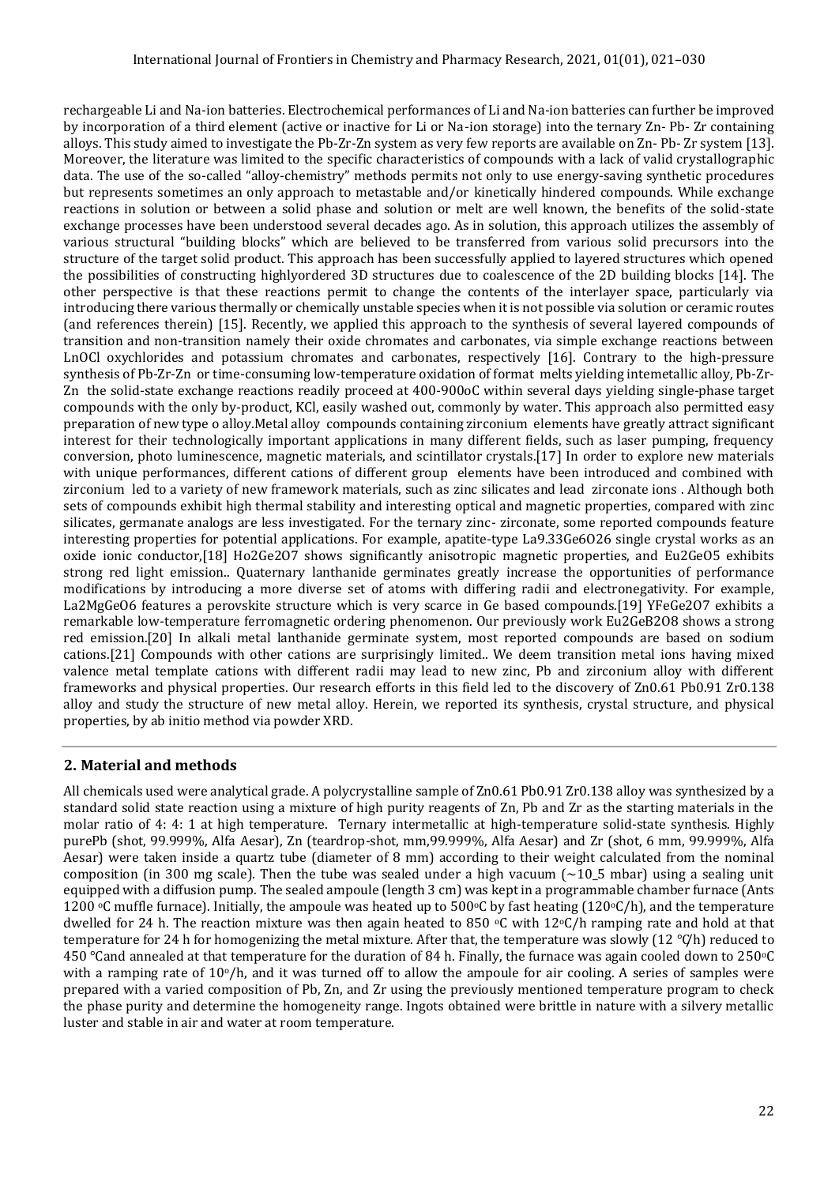rechargeable Li and Na-ion batteries. Electrochemical performances of Li and Na-ion batteries can further be improved by incorporation of a third element (active or inactive for Li or Na-ion storage) into the ternary Zn- Pb- Zr containing alloys. This study aimed to investigate the Pb-Zr-Zn system as very few reports are available on Zn- Pb- Zr system [13]. Moreover, the literature was limited to the specific characteristics of compounds with a lack of valid crystallographic data. The use of the so-called "alloy-chemistry" methods permits not only to use energy-saving synthetic procedures but represents sometimes an only approach to metastable and/or kinetically hindered compounds. While exchange reactions in solution or between a solid phase and solution or melt are well known, the benefits of the solid-state exchange processes have been understood several decades ago. As in solution, this approach utilizes the assembly of various structural "building blocks" which are believed to be transferred from various solid precursors into the structure of the target solid product. This approach has been successfully applied to layered structures which opened the possibilities of constructing highlyordered 3D structures due to coalescence of the 2D building blocks [14]. The other perspective is that these reactions permit to change the contents of the interlayer space, particularly via introducing there various thermally or chemically unstable species when it is not possible via solution or ceramic routes (and references therein) [15]. Recently, we applied this approach to the synthesis of several layered compounds of transition and non-transition namely their oxide chromates and carbonates, via simple exchange reactions between LnOCl oxychlorides and potassium chromates and carbonates, respectively [16]. Contrary to the high-pressure synthesis of Pb-Zr-Zn or time-consuming low-temperature oxidation of format melts yielding intemetallic alloy, Pb-Zr-Zn the solid-state exchange reactions readily proceed at 400-900oC within several days yielding single-phase target compounds with the only by-product, KCl, easily washed out, commonly by water. This approach also permitted easy preparation of new type o alloy.Metal alloy compounds containing zirconium elements have greatly attract significant interest for their technologically important applications in many different fields, such as laser pumping, frequency conversion, photo luminescence, magnetic materials, and scintillator crystals.[17] In order to explore new materials with unique performances, different cations of different group elements have been introduced and combined with zirconium led to a variety of new framework materials, such as zinc silicates and lead zirconate ions . Although both sets of compounds exhibit high thermal stability and interesting optical and magnetic properties, compared with zinc silicates, germanate analogs are less investigated. For the ternary zinc- zirconate, some reported compounds feature interesting properties for potential applications. For example, apatite-type $La_{9.33}Ge_6O_{26}$ single crystal works as an oxide ionic conductor,[18] $Ho_2Ge_2O_7$ shows significantly anisotropic magnetic properties, and $Eu_2GeO_5$ exhibits strong red light emission.. Quaternary lanthanide germinates greatly increase the opportunities of performance modifications by introducing a more diverse set of atoms with differing radii and electronegativity. For example, $La_2MgGeO_6$ features a perovskite structure which is very scarce in Ge based compounds.[19] $YFeGe_2O_7$ exhibits a remarkable low-temperature ferromagnetic ordering phenomenon. Our previously work $Eu_2GeB_2O_8$ shows a strong red emission.[20] In alkali metal lanthanide germinate system, most reported compounds are based on sodium cations.[21] Compounds with other cations are surprisingly limited.. We deem transition metal ions having mixed valence metal template cations with different radii may lead to new zinc, Pb and zirconium alloy with different frameworks and physical properties. Our research efforts in this field led to the discovery of $Zn_{0.61}$ $Pb_{0.91}$ $Zr_{0.138}$ alloy and study the structure of new metal alloy. Herein, we reported its synthesis, crystal structure, and physical properties, by ab initio method via powder XRD.

## 2. Material and methods

All chemicals used were analytical grade. A polycrystalline sample of $Zn_{0.61}$ $Pb_{0.91}$ $Zr_{0.138}$ alloy was synthesized by a standard solid state reaction using a mixture of high purity reagents of Zn, Pb and Zr as the starting materials in the molar ratio of 4: 4: 1 at high temperature. Ternary intermetallic at high-temperature solid-state synthesis. Highly purePb (shot, 99.999%, Alfa Aesar), Zn (teardrop-shot, mm,99.999%, Alfa Aesar) and Zr (shot, 6 mm, 99.999%, Alfa Aesar) were taken inside a quartz tube (diameter of 8 mm) according to their weight calculated from the nominal composition (in 300 mg scale). Then the tube was sealed under a high vacuum (~10_5 mbar) using a sealing unit equipped with a diffusion pump. The sealed ampoule (length 3 cm) was kept in a programmable chamber furnace (Ants 1200 °C muffle furnace). Initially, the ampoule was heated up to 500°C by fast heating (120°C/h), and the temperature dwelled for 24 h. The reaction mixture was then again heated to 850 °C with 12°C/h ramping rate and hold at that temperature for 24 h for homogenizing the metal mixture. After that, the temperature was slowly (12 °C/h) reduced to 450 °Cand annealed at that temperature for the duration of 84 h. Finally, the furnace was again cooled down to 250°C with a ramping rate of 10°/h, and it was turned off to allow the ampoule for air cooling. A series of samples were prepared with a varied composition of Pb, Zn, and Zr using the previously mentioned temperature program to check the phase purity and determine the homogeneity range. Ingots obtained were brittle in nature with a silvery metallic luster and stable in air and water at room temperature.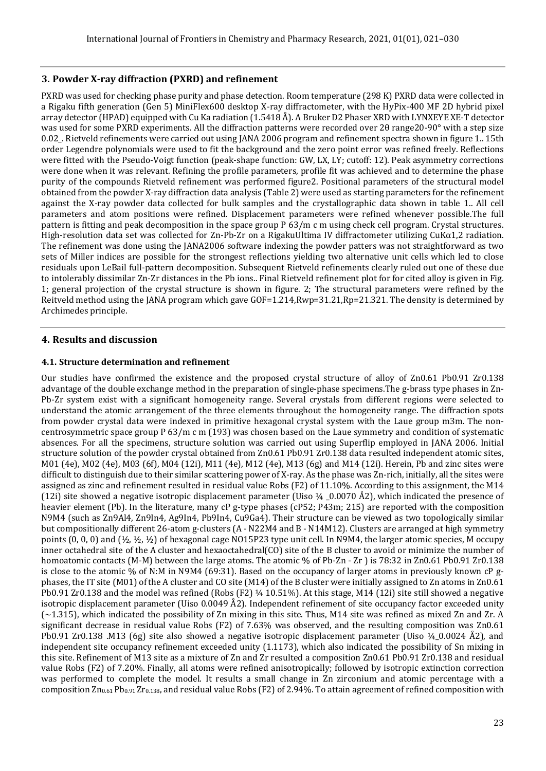## 3. Powder X-ray diffraction (PXRD) and refinement

PXRD was used for checking phase purity and phase detection. Room temperature (298 K) PXRD data were collected in a Rigaku fifth generation (Gen 5) MiniFlex600 desktop X-ray diffractometer, with the HyPix-400 MF 2D hybrid pixel array detector (HPAD) equipped with Cu Ka radiation (1.5418 Å). A Bruker D2 Phaser XRD with LYNXEYE XE-T detector was used for some PXRD experiments. All the diffraction patterns were recorded over 2θ range20-90° with a step size 0.02_. Rietveld refinements were carried out using JANA 2006 program and refinement spectra shown in figure 1.. 15th order Legendre polynomials were used to fit the background and the zero point error was refined freely. Reflections were fitted with the Pseudo-Voigt function (peak-shape function: GW, LX, LY; cutoff: 12). Peak asymmetry corrections were done when it was relevant. Refining the profile parameters, profile fit was achieved and to determine the phase purity of the compounds Rietveld refinement was performed figure2. Positional parameters of the structural model obtained from the powder X-ray diffraction data analysis (Table 2) were used as starting parameters for the refinement against the X-ray powder data collected for bulk samples and the crystallographic data shown in table 1.. All cell parameters and atom positions were refined. Displacement parameters were refined whenever possible.The full pattern is fitting and peak decomposition in the space group P 63/m c m using check cell program. Crystal structures. High-resolution data set was collected for Zn-Pb-Zr on a RigakuUltima IV diffractometer utilizing CuKα1,2 radiation. The refinement was done using the JANA2006 software indexing the powder patters was not straightforward as two sets of Miller indices are possible for the strongest reflections yielding two alternative unit cells which led to close residuals upon LeBail full-pattern decomposition. Subsequent Rietveld refinements clearly ruled out one of these due to intolerably dissimilar Zn-Zr distances in the Pb ions.. Final Rietveld refinement plot for for cited alloy is given in Fig. 1; general projection of the crystal structure is shown in figure. 2; The structural parameters were refined by the Reitveld method using the JANA program which gave GOF=1.214,Rwp=31.21,Rp=21.321. The density is determined by Archimedes principle.

## 4. Results and discussion

### 4.1. Structure determination and refinement

Our studies have confirmed the existence and the proposed crystal structure of alloy of $Zn_{0.61}\,Pb_{0.91}\,Zr_{0.138}$ advantage of the double exchange method in the preparation of single-phase specimens.The g-brass type phases in Zn-Pb-Zr system exist with a significant homogeneity range. Several crystals from different regions were selected to understand the atomic arrangement of the three elements throughout the homogeneity range. The diffraction spots from powder crystal data were indexed in primitive hexagonal crystal system with the Laue group m3m. The non-centrosymmetric space group P 63/m c m (193) was chosen based on the Laue symmetry and condition of systematic absences. For all the specimens, structure solution was carried out using Superflip employed in JANA 2006. Initial structure solution of the powder crystal obtained from $Zn_{0.61}\,Pb_{0.91}\,Zr_{0.138}$ data resulted independent atomic sites, M01 (4e), M02 (4e), M03 (6f), M04 (12i), M11 (4e), M12 (4e), M13 (6g) and M14 (12i). Herein, Pb and zinc sites were difficult to distinguish due to their similar scattering power of X-ray. As the phase was Zn-rich, initially, all the sites were assigned as zinc and refinement resulted in residual value Robs (F2) of 11.10%. According to this assignment, the M14 (12i) site showed a negative isotropic displacement parameter (Uiso ¼ _0.0070 Å2), which indicated the presence of heavier element (Pb). In the literature, many cP g-type phases (cP52; P43m; 215) are reported with the composition N9M4 (such as $Zn_9Al_4$, $Zn_9In_4$, $Ag_9In_4$, $Pb_9In_4$, $Cu_9Ga_4$). Their structure can be viewed as two topologically similar but compositionally different 26-atom g-clusters (A - N22M4 and B - N14M12). Clusters are arranged at high symmetry points (0, 0, 0) and (½, ½, ½) of hexagonal cage NO15P23 type unit cell. In N9M4, the larger atomic species, M occupy inner octahedral site of the A cluster and hexaoctahedral(CO) site of the B cluster to avoid or minimize the number of homoatomic contacts (M-M) between the large atoms. The atomic % of Pb-Zn - Zr ) is 78:32 in $Zn_{0.61}\,Pb_{0.91}\,Zr_{0.138}$ is close to the atomic % of N:M in N9M4 (69:31). Based on the occupancy of larger atoms in previously known cP g-phases, the IT site (M01) of the A cluster and CO site (M14) of the B cluster were initially assigned to Zn atoms in $Zn_{0.61}\,Pb_{0.91}\,Zr_{0.138}$ and the model was refined (Robs (F2) ¼ 10.51%). At this stage, M14 (12i) site still showed a negative isotropic displacement parameter (Uiso 0.0049 Å2). Independent refinement of site occupancy factor exceeded unity (~1.315), which indicated the possibility of Zn mixing in this site. Thus, M14 site was refined as mixed Zn and Zr. A significant decrease in residual value Robs (F2) of 7.63% was observed, and the resulting composition was $Zn_{0.61}\,Pb_{0.91}\,Zr_{0.138}$ .M13 (6g) site also showed a negative isotropic displacement parameter (Uiso ¼_0.0024 Å2), and independent site occupancy refinement exceeded unity (1.1173), which also indicated the possibility of Sn mixing in this site. Refinement of M13 site as a mixture of Zn and Zr resulted a composition $Zn_{0.61}\,Pb_{0.91}\,Zr_{0.138}$ and residual value Robs (F2) of 7.20%. Finally, all atoms were refined anisotropically; followed by isotropic extinction correction was performed to complete the model. It results a small change in Zn zirconium and atomic percentage with a composition $Zn_{0.61}\,Pb_{0.91}\,Zr_{0.138}$, and residual value Robs (F2) of 2.94%. To attain agreement of refined composition with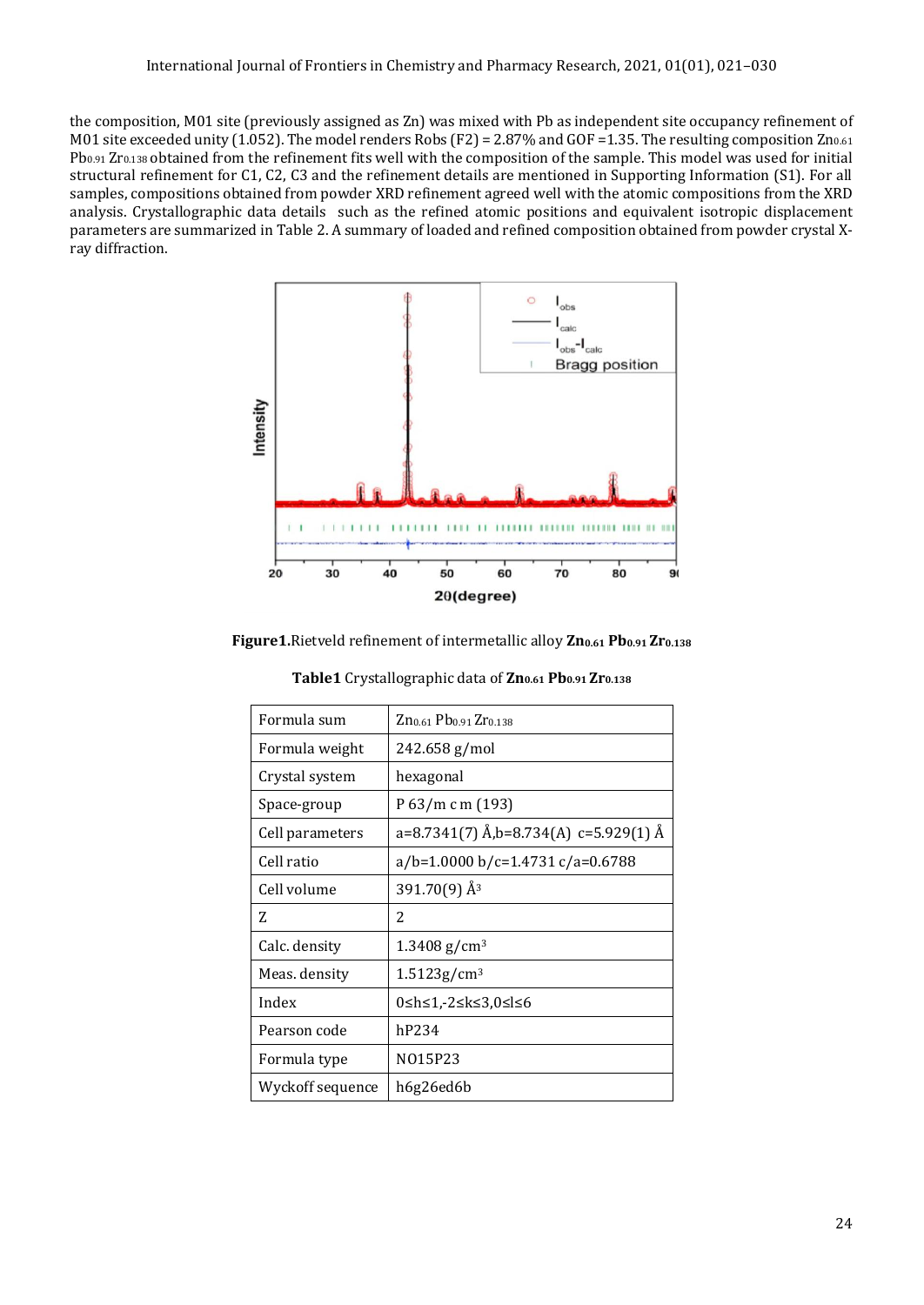the composition, M01 site (previously assigned as Zn) was mixed with Pb as independent site occupancy refinement of M01 site exceeded unity (1.052). The model renders Robs (F2) = 2.87% and GOF =1.35. The resulting composition $Zn_{0.61}$ $Pb_{0.91}$ $Zr_{0.138}$ obtained from the refinement fits well with the composition of the sample. This model was used for initial structural refinement for C1, C2, C3 and the refinement details are mentioned in Supporting Information (S1). For all samples, compositions obtained from powder XRD refinement agreed well with the atomic compositions from the XRD analysis. Crystallographic data details such as the refined atomic positions and equivalent isotropic displacement parameters are summarized in Table 2. A summary of loaded and refined composition obtained from powder crystal X-ray diffraction.

**Figure1.**Rietveld refinement of intermetallic alloy **$Zn_{0.61}$ $Pb_{0.91}$ $Zr_{0.138}$**

**Table1** Crystallographic data of **$Zn_{0.61}$ $Pb_{0.91}$ $Zr_{0.138}$**

| Formula sum | $Zn_{0.61}$ $Pb_{0.91}$ $Zr_{0.138}$ |
|---|---|
| Formula weight | 242.658 g/mol |
| Crystal system | hexagonal |
| Space-group | P 63/m c m (193) |
| Cell parameters | a=8.7341(7) Å,b=8.734(A) c=5.929(1) Å |
| Cell ratio | a/b=1.0000 b/c=1.4731 c/a=0.6788 |
| Cell volume | 391.70(9) Å$^3$ |
| Z | 2 |
| Calc. density | 1.3408 g/cm$^3$ |
| Meas. density | 1.5123g/cm$^3$ |
| Index | 0≤h≤1,-2≤k≤3,0≤l≤6 |
| Pearson code | hP234 |
| Formula type | NO15P23 |
| Wyckoff sequence | h6g26ed6b |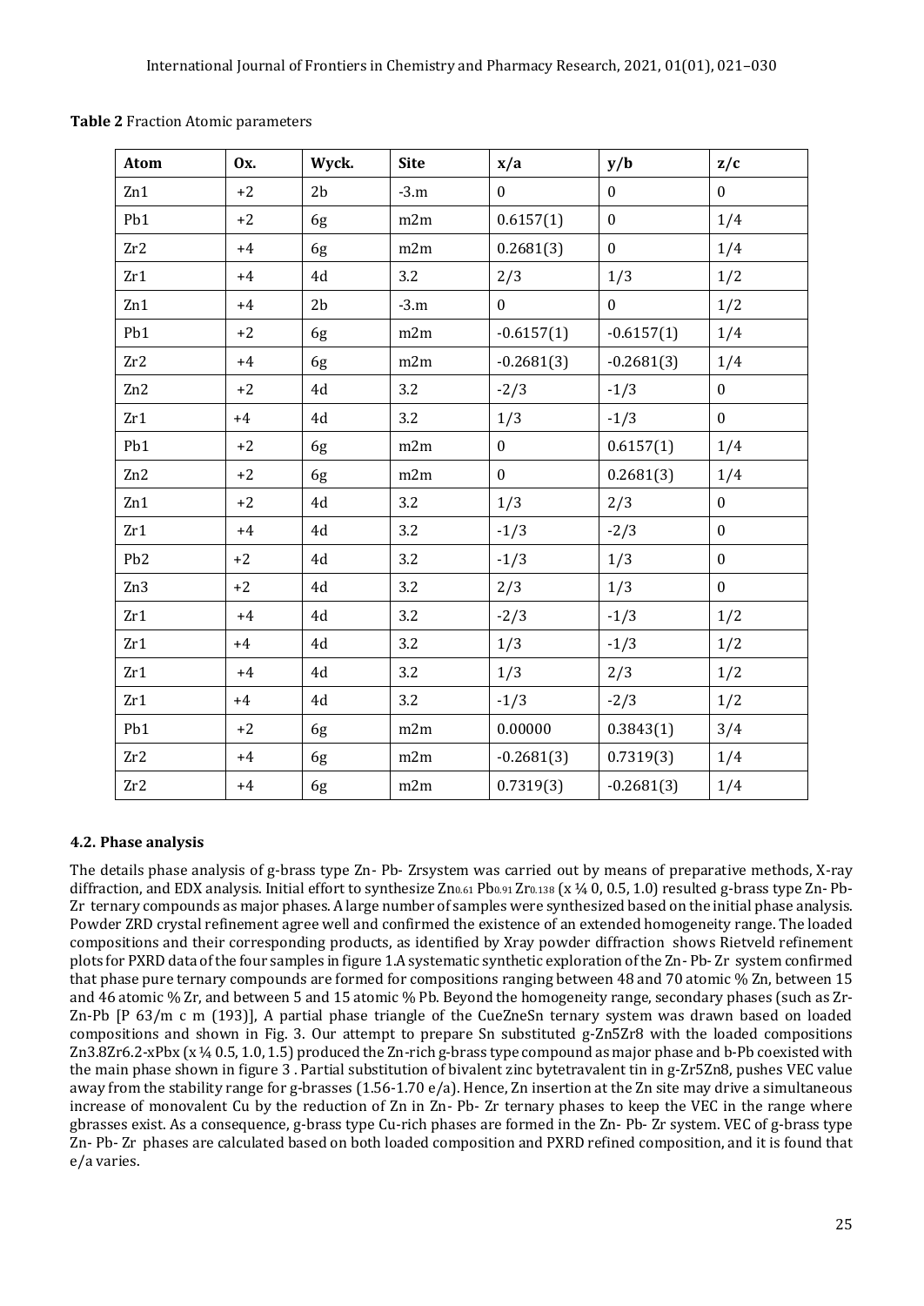**Table 2** Fraction Atomic parameters

| Atom | Ox. | Wyck. | Site | x/a | y/b | z/c |
|---|---|---|---|---|---|---|
| Zn1 | +2 | 2b | -3.m | 0 | 0 | 0 |
| Pb1 | +2 | 6g | m2m | 0.6157(1) | 0 | 1/4 |
| Zr2 | +4 | 6g | m2m | 0.2681(3) | 0 | 1/4 |
| Zr1 | +4 | 4d | 3.2 | 2/3 | 1/3 | 1/2 |
| Zn1 | +4 | 2b | -3.m | 0 | 0 | 1/2 |
| Pb1 | +2 | 6g | m2m | -0.6157(1) | -0.6157(1) | 1/4 |
| Zr2 | +4 | 6g | m2m | -0.2681(3) | -0.2681(3) | 1/4 |
| Zn2 | +2 | 4d | 3.2 | -2/3 | -1/3 | 0 |
| Zr1 | +4 | 4d | 3.2 | 1/3 | -1/3 | 0 |
| Pb1 | +2 | 6g | m2m | 0 | 0.6157(1) | 1/4 |
| Zn2 | +2 | 6g | m2m | 0 | 0.2681(3) | 1/4 |
| Zn1 | +2 | 4d | 3.2 | 1/3 | 2/3 | 0 |
| Zr1 | +4 | 4d | 3.2 | -1/3 | -2/3 | 0 |
| Pb2 | +2 | 4d | 3.2 | -1/3 | 1/3 | 0 |
| Zn3 | +2 | 4d | 3.2 | 2/3 | 1/3 | 0 |
| Zr1 | +4 | 4d | 3.2 | -2/3 | -1/3 | 1/2 |
| Zr1 | +4 | 4d | 3.2 | 1/3 | -1/3 | 1/2 |
| Zr1 | +4 | 4d | 3.2 | 1/3 | 2/3 | 1/2 |
| Zr1 | +4 | 4d | 3.2 | -1/3 | -2/3 | 1/2 |
| Pb1 | +2 | 6g | m2m | 0.00000 | 0.3843(1) | 3/4 |
| Zr2 | +4 | 6g | m2m | -0.2681(3) | 0.7319(3) | 1/4 |
| Zr2 | +4 | 6g | m2m | 0.7319(3) | -0.2681(3) | 1/4 |

### 4.2. Phase analysis

The details phase analysis of g-brass type Zn- Pb- Zrsystem was carried out by means of preparative methods, X-ray diffraction, and EDX analysis. Initial effort to synthesize $Zn_{0.61}$ $Pb_{0.91}$ $Zr_{0.138}$ (x ¼ 0, 0.5, 1.0) resulted g-brass type Zn- Pb- Zr ternary compounds as major phases. A large number of samples were synthesized based on the initial phase analysis. Powder ZRD crystal refinement agree well and confirmed the existence of an extended homogeneity range. The loaded compositions and their corresponding products, as identified by Xray powder diffraction shows Rietveld refinement plots for PXRD data of the four samples in figure 1.A systematic synthetic exploration of the Zn- Pb- Zr system confirmed that phase pure ternary compounds are formed for compositions ranging between 48 and 70 atomic % Zn, between 15 and 46 atomic % Zr, and between 5 and 15 atomic % Pb. Beyond the homogeneity range, secondary phases (such as Zr-Zn-Pb [P 63/m c m (193)], A partial phase triangle of the CueZneSn ternary system was drawn based on loaded compositions and shown in Fig. 3. Our attempt to prepare Sn substituted g-$Zn_5Zr_8$ with the loaded compositions $Zn_{3.8}Zr_{6.2-x}Pb_x$ (x ¼ 0.5, 1.0, 1.5) produced the Zn-rich g-brass type compound as major phase and b-Pb coexisted with the main phase shown in figure 3 . Partial substitution of bivalent zinc bytetravalent tin in g-$Zr_5Zn_8$, pushes VEC value away from the stability range for g-brasses (1.56-1.70 e/a). Hence, Zn insertion at the Zn site may drive a simultaneous increase of monovalent Cu by the reduction of Zn in Zn- Pb- Zr ternary phases to keep the VEC in the range where gbrasses exist. As a consequence, g-brass type Cu-rich phases are formed in the Zn- Pb- Zr system. VEC of g-brass type Zn- Pb- Zr phases are calculated based on both loaded composition and PXRD refined composition, and it is found that e/a varies.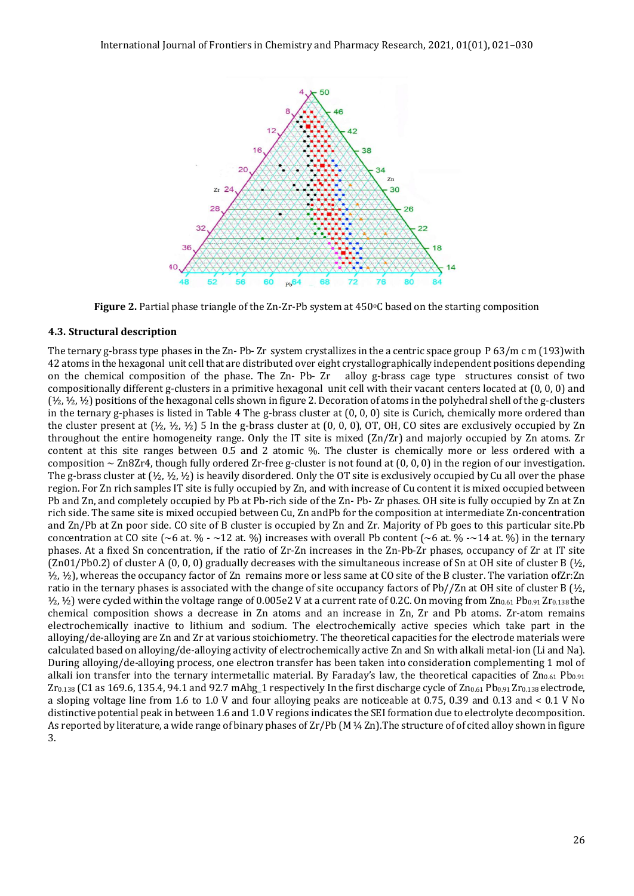**Figure 2.** Partial phase triangle of the Zn-Zr-Pb system at 450°C based on the starting composition

### 4.3. Structural description

The ternary g-brass type phases in the Zn- Pb- Zr system crystallizes in the a centric space group P 63/m c m (193)with 42 atoms in the hexagonal unit cell that are distributed over eight crystallographically independent positions depending on the chemical composition of the phase. The Zn- Pb- Zr alloy g-brass cage type structures consist of two compositionally different g-clusters in a primitive hexagonal unit cell with their vacant centers located at (0, 0, 0) and (½, ½, ½) positions of the hexagonal cells shown in figure 2. Decoration of atoms in the polyhedral shell of the g-clusters in the ternary g-phases is listed in Table 4 The g-brass cluster at (0, 0, 0) site is Curich, chemically more ordered than the cluster present at (½, ½, ½) 5 In the g-brass cluster at (0, 0, 0), OT, OH, CO sites are exclusively occupied by Zn throughout the entire homogeneity range. Only the IT site is mixed (Zn/Zr) and majorly occupied by Zn atoms. Zr content at this site ranges between 0.5 and 2 atomic %. The cluster is chemically more or less ordered with a composition ~ $Zn_8Zr_4$, though fully ordered Zr-free g-cluster is not found at (0, 0, 0) in the region of our investigation. The g-brass cluster at (½, ½, ½) is heavily disordered. Only the OT site is exclusively occupied by Cu all over the phase region. For Zn rich samples IT site is fully occupied by Zn, and with increase of Cu content it is mixed occupied between Pb and Zn, and completely occupied by Pb at Pb-rich side of the Zn- Pb- Zr phases. OH site is fully occupied by Zn at Zn rich side. The same site is mixed occupied between Cu, Zn andPb for the composition at intermediate Zn-concentration and Zn/Pb at Zn poor side. CO site of B cluster is occupied by Zn and Zr. Majority of Pb goes to this particular site.Pb concentration at CO site (~6 at. % - ~12 at. %) increases with overall Pb content (~6 at. % -~14 at. %) in the ternary phases. At a fixed Sn concentration, if the ratio of Zr-Zn increases in the Zn-Pb-Zr phases, occupancy of Zr at IT site (Zn01/Pb0.2) of cluster A (0, 0, 0) gradually decreases with the simultaneous increase of Sn at OH site of cluster B (½, ½, ½), whereas the occupancy factor of Zn remains more or less same at CO site of the B cluster. The variation ofZr:Zn ratio in the ternary phases is associated with the change of site occupancy factors of Pb//Zn at OH site of cluster B (½, ½, ½) were cycled within the voltage range of 0.005e2 V at a current rate of 0.2C. On moving from $Zn_{0.61}$ $Pb_{0.91}$ $Zr_{0.138}$ the chemical composition shows a decrease in Zn atoms and an increase in Zn, Zr and Pb atoms. Zr-atom remains electrochemically inactive to lithium and sodium. The electrochemically active species which take part in the alloying/de-alloying are Zn and Zr at various stoichiometry. The theoretical capacities for the electrode materials were calculated based on alloying/de-alloying activity of electrochemically active Zn and Sn with alkali metal-ion (Li and Na). During alloying/de-alloying process, one electron transfer has been taken into consideration complementing 1 mol of alkali ion transfer into the ternary intermetallic material. By Faraday's law, the theoretical capacities of $Zn_{0.61}$ $Pb_{0.91}$ $Zr_{0.138}$ (C1 as 169.6, 135.4, 94.1 and 92.7 mAhg_1 respectively In the first discharge cycle of $Zn_{0.61}$ $Pb_{0.91}$ $Zr_{0.138}$ electrode, a sloping voltage line from 1.6 to 1.0 V and four alloying peaks are noticeable at 0.75, 0.39 and 0.13 and < 0.1 V No distinctive potential peak in between 1.6 and 1.0 V regions indicates the SEI formation due to electrolyte decomposition. As reported by literature, a wide range of binary phases of Zr/Pb (M ¼ Zn).The structure of of cited alloy shown in figure 3.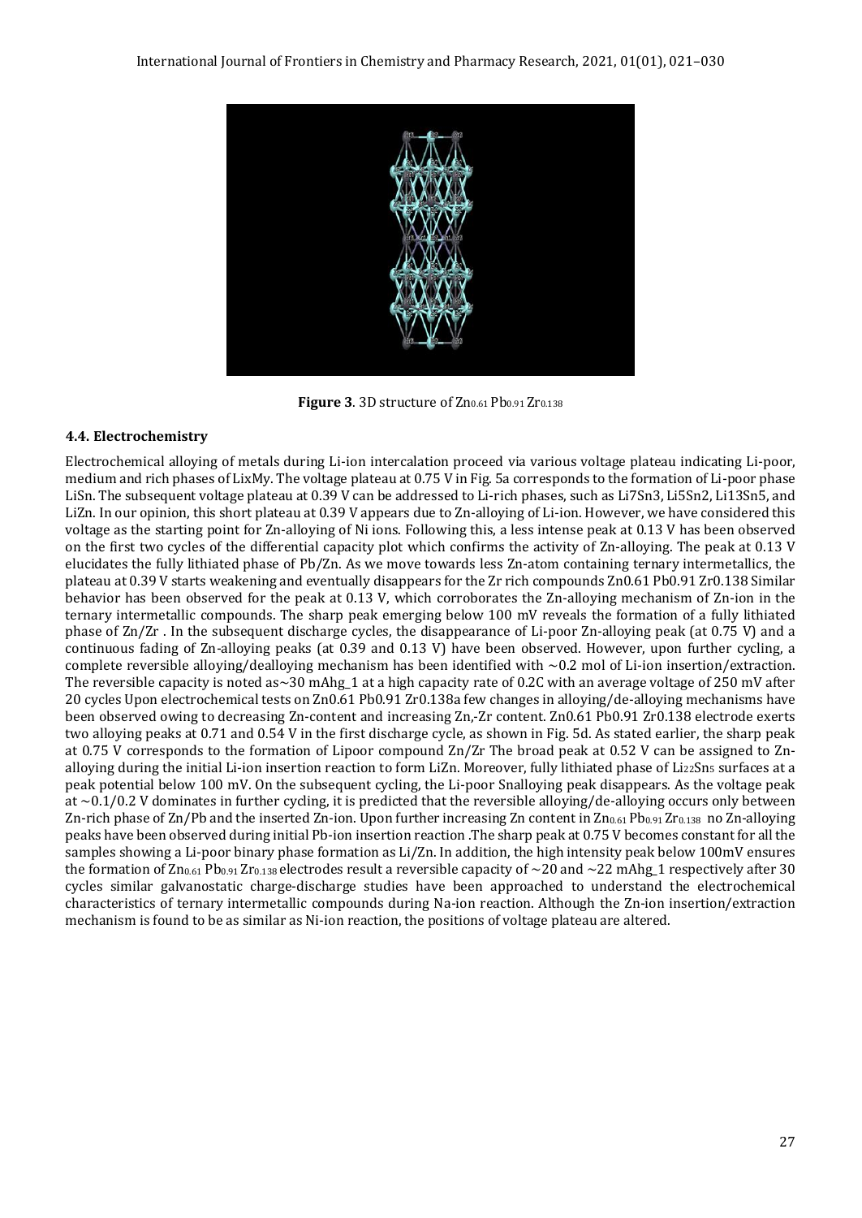**Figure 3**. 3D structure of $Zn_{0.61}Pb_{0.91}Zr_{0.138}$

### 4.4. Electrochemistry

Electrochemical alloying of metals during Li-ion intercalation proceed via various voltage plateau indicating Li-poor, medium and rich phases of $Li_xM_y$. The voltage plateau at 0.75 V in Fig. 5a corresponds to the formation of Li-poor phase LiSn. The subsequent voltage plateau at 0.39 V can be addressed to Li-rich phases, such as $Li_7Sn_3$, $Li_5Sn_2$, $Li_{13}Sn_5$, and LiZn. In our opinion, this short plateau at 0.39 V appears due to Zn-alloying of Li-ion. However, we have considered this voltage as the starting point for Zn-alloying of Ni ions. Following this, a less intense peak at 0.13 V has been observed on the first two cycles of the differential capacity plot which confirms the activity of Zn-alloying. The peak at 0.13 V elucidates the fully lithiated phase of Pb/Zn. As we move towards less Zn-atom containing ternary intermetallics, the plateau at 0.39 V starts weakening and eventually disappears for the Zr rich compounds $Zn_{0.61}Pb_{0.91}Zr_{0.138}$ Similar behavior has been observed for the peak at 0.13 V, which corroborates the Zn-alloying mechanism of Zn-ion in the ternary intermetallic compounds. The sharp peak emerging below 100 mV reveals the formation of a fully lithiated phase of Zn/Zr . In the subsequent discharge cycles, the disappearance of Li-poor Zn-alloying peak (at 0.75 V) and a continuous fading of Zn-alloying peaks (at 0.39 and 0.13 V) have been observed. However, upon further cycling, a complete reversible alloying/dealloying mechanism has been identified with ~0.2 mol of Li-ion insertion/extraction. The reversible capacity is noted as~30 mAhg_1 at a high capacity rate of 0.2C with an average voltage of 250 mV after 20 cycles Upon electrochemical tests on $Zn_{0.61}Pb_{0.91}Zr_{0.138}$a few changes in alloying/de-alloying mechanisms have been observed owing to decreasing Zn-content and increasing Zn,-Zr content. $Zn_{0.61}Pb_{0.91}Zr_{0.138}$ electrode exerts two alloying peaks at 0.71 and 0.54 V in the first discharge cycle, as shown in Fig. 5d. As stated earlier, the sharp peak at 0.75 V corresponds to the formation of Lipoor compound Zn/Zr The broad peak at 0.52 V can be assigned to Zn-alloying during the initial Li-ion insertion reaction to form LiZn. Moreover, fully lithiated phase of $Li_{22}Sn_5$ surfaces at a peak potential below 100 mV. On the subsequent cycling, the Li-poor Snalloying peak disappears. As the voltage peak at ~0.1/0.2 V dominates in further cycling, it is predicted that the reversible alloying/de-alloying occurs only between Zn-rich phase of Zn/Pb and the inserted Zn-ion. Upon further increasing Zn content in $Zn_{0.61}Pb_{0.91}Zr_{0.138}$ no Zn-alloying peaks have been observed during initial Pb-ion insertion reaction .The sharp peak at 0.75 V becomes constant for all the samples showing a Li-poor binary phase formation as Li/Zn. In addition, the high intensity peak below 100mV ensures the formation of $Zn_{0.61}Pb_{0.91}Zr_{0.138}$ electrodes result a reversible capacity of ~20 and ~22 mAhg_1 respectively after 30 cycles similar galvanostatic charge-discharge studies have been approached to understand the electrochemical characteristics of ternary intermetallic compounds during Na-ion reaction. Although the Zn-ion insertion/extraction mechanism is found to be as similar as Ni-ion reaction, the positions of voltage plateau are altered.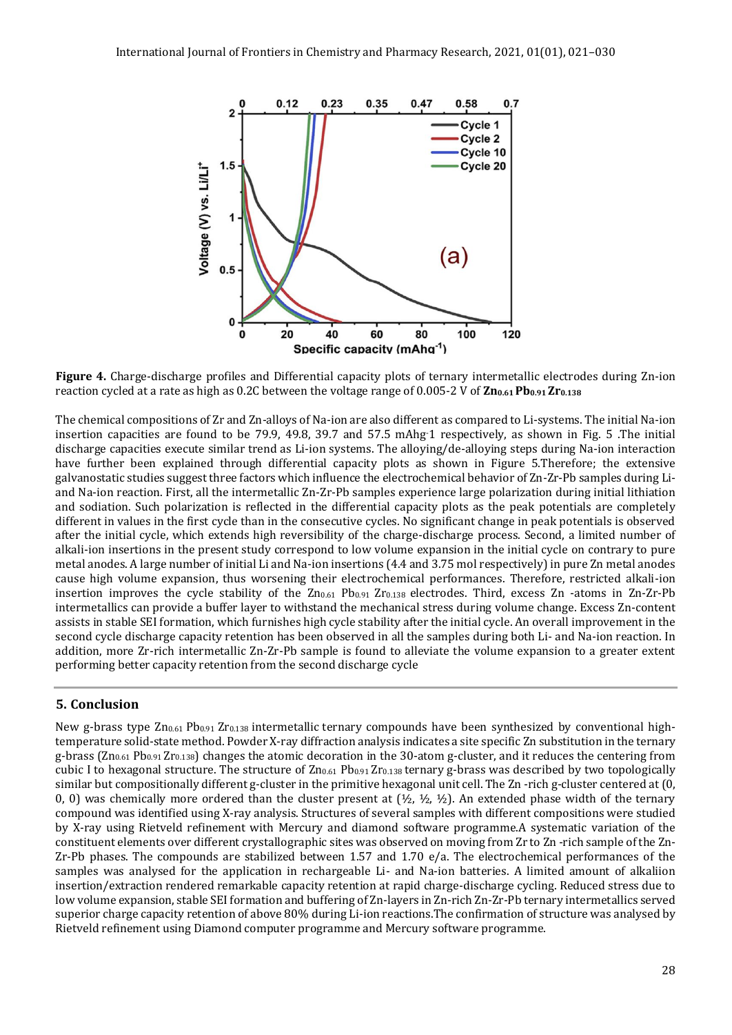**Figure 4.** Charge-discharge profiles and Differential capacity plots of ternary intermetallic electrodes during Zn-ion reaction cycled at a rate as high as 0.2C between the voltage range of 0.005-2 V of **$Zn_{0.61}Pb_{0.91}Zr_{0.138}$**

The chemical compositions of Zr and Zn-alloys of Na-ion are also different as compared to Li-systems. The initial Na-ion insertion capacities are found to be 79.9, 49.8, 39.7 and 57.5 mAhg-1 respectively, as shown in Fig. 5 .The initial discharge capacities execute similar trend as Li-ion systems. The alloying/de-alloying steps during Na-ion interaction have further been explained through differential capacity plots as shown in Figure 5.Therefore; the extensive galvanostatic studies suggest three factors which influence the electrochemical behavior of Zn-Zr-Pb samples during Li- and Na-ion reaction. First, all the intermetallic Zn-Zr-Pb samples experience large polarization during initial lithiation and sodiation. Such polarization is reflected in the differential capacity plots as the peak potentials are completely different in values in the first cycle than in the consecutive cycles. No significant change in peak potentials is observed after the initial cycle, which extends high reversibility of the charge-discharge process. Second, a limited number of alkali-ion insertions in the present study correspond to low volume expansion in the initial cycle on contrary to pure metal anodes. A large number of initial Li and Na-ion insertions (4.4 and 3.75 mol respectively) in pure Zn metal anodes cause high volume expansion, thus worsening their electrochemical performances. Therefore, restricted alkali-ion insertion improves the cycle stability of the $Zn_{0.61}$ $Pb_{0.91}$ $Zr_{0.138}$ electrodes. Third, excess Zn -atoms in Zn-Zr-Pb intermetallics can provide a buffer layer to withstand the mechanical stress during volume change. Excess Zn-content assists in stable SEI formation, which furnishes high cycle stability after the initial cycle. An overall improvement in the second cycle discharge capacity retention has been observed in all the samples during both Li- and Na-ion reaction. In addition, more Zr-rich intermetallic Zn-Zr-Pb sample is found to alleviate the volume expansion to a greater extent performing better capacity retention from the second discharge cycle

## 5. Conclusion

New g-brass type $Zn_{0.61}$ $Pb_{0.91}$ $Zr_{0.138}$ intermetallic ternary compounds have been synthesized by conventional high-temperature solid-state method. Powder X-ray diffraction analysis indicates a site specific Zn substitution in the ternary g-brass ($Zn_{0.61}$ $Pb_{0.91}$ $Zr_{0.138}$) changes the atomic decoration in the 30-atom g-cluster, and it reduces the centering from cubic I to hexagonal structure. The structure of $Zn_{0.61}$ $Pb_{0.91}$ $Zr_{0.138}$ ternary g-brass was described by two topologically similar but compositionally different g-cluster in the primitive hexagonal unit cell. The Zn -rich g-cluster centered at (0, 0, 0) was chemically more ordered than the cluster present at (½, ½, ½). An extended phase width of the ternary compound was identified using X-ray analysis. Structures of several samples with different compositions were studied by X-ray using Rietveld refinement with Mercury and diamond software programme.A systematic variation of the constituent elements over different crystallographic sites was observed on moving from Zr to Zn -rich sample of the Zn-Zr-Pb phases. The compounds are stabilized between 1.57 and 1.70 e/a. The electrochemical performances of the samples was analysed for the application in rechargeable Li- and Na-ion batteries. A limited amount of alkaliion insertion/extraction rendered remarkable capacity retention at rapid charge-discharge cycling. Reduced stress due to low volume expansion, stable SEI formation and buffering of Zn-layers in Zn-rich Zn-Zr-Pb ternary intermetallics served superior charge capacity retention of above 80% during Li-ion reactions.The confirmation of structure was analysed by Rietveld refinement using Diamond computer programme and Mercury software programme.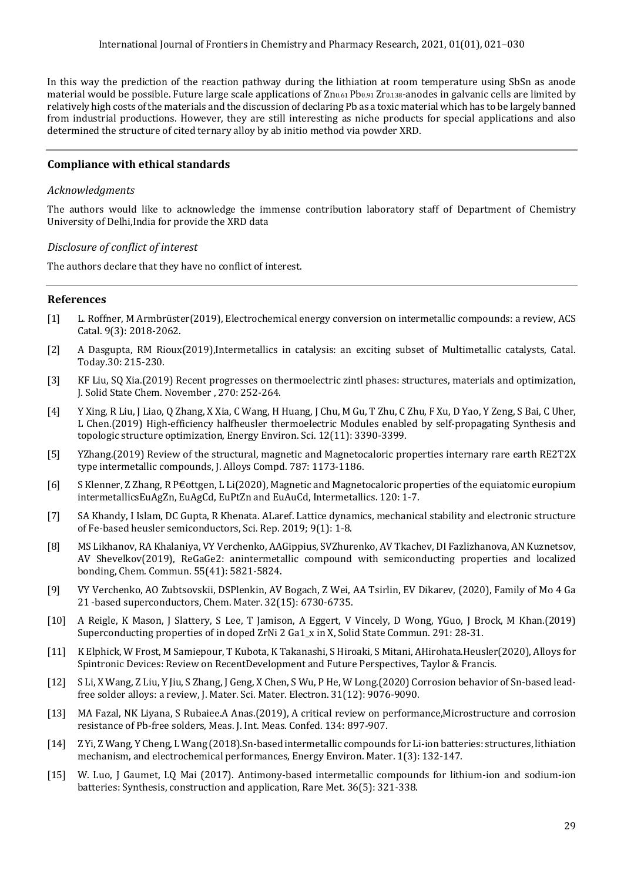In this way the prediction of the reaction pathway during the lithiation at room temperature using SbSn as anode material would be possible. Future large scale applications of $Zn_{0.61}$ $Pb_{0.91}$ $Zr_{0.138}$-anodes in galvanic cells are limited by relatively high costs of the materials and the discussion of declaring Pb as a toxic material which has to be largely banned from industrial productions. However, they are still interesting as niche products for special applications and also determined the structure of cited ternary alloy by ab initio method via powder XRD.

## Compliance with ethical standards

### *Acknowledgments*

The authors would like to acknowledge the immense contribution laboratory staff of Department of Chemistry University of Delhi,India for provide the XRD data

### *Disclosure of conflict of interest*

The authors declare that they have no conflict of interest.

## References

[1] L. Roffner, M Armbrüster(2019), Electrochemical energy conversion on intermetallic compounds: a review, ACS Catal. 9(3): 2018-2062.

[2] A Dasgupta, RM Rioux(2019),Intermetallics in catalysis: an exciting subset of Multimetallic catalysts, Catal. Today.30: 215-230.

[3] KF Liu, SQ Xia.(2019) Recent progresses on thermoelectric zintl phases: structures, materials and optimization, J. Solid State Chem. November , 270: 252-264.

[4] Y Xing, R Liu, J Liao, Q Zhang, X Xia, C Wang, H Huang, J Chu, M Gu, T Zhu, C Zhu, F Xu, D Yao, Y Zeng, S Bai, C Uher, L Chen.(2019) High-efficiency halfheusler thermoelectric Modules enabled by self-propagating Synthesis and topologic structure optimization, Energy Environ. Sci. 12(11): 3390-3399.

[5] YZhang.(2019) Review of the structural, magnetic and Magnetocaloric properties internary rare earth RE2T2X type intermetallic compounds, J. Alloys Compd. 787: 1173-1186.

[6] S Klenner, Z Zhang, R P€ottgen, L Li(2020), Magnetic and Magnetocaloric properties of the equiatomic europium intermetallicsEuAgZn, EuAgCd, EuPtZn and EuAuCd, Intermetallics. 120: 1-7.

[7] SA Khandy, I Islam, DC Gupta, R Khenata. ALaref. Lattice dynamics, mechanical stability and electronic structure of Fe-based heusler semiconductors, Sci. Rep. 2019; 9(1): 1-8.

[8] MS Likhanov, RA Khalaniya, VY Verchenko, AAGippius, SVZhurenko, AV Tkachev, DI Fazlizhanova, AN Kuznetsov, AV Shevelkov(2019), ReGaGe2: anintermetallic compound with semiconducting properties and localized bonding, Chem. Commun. 55(41): 5821-5824.

[9] VY Verchenko, AO Zubtsovskii, DSPlenkin, AV Bogach, Z Wei, AA Tsirlin, EV Dikarev, (2020), Family of Mo 4 Ga 21 -based superconductors, Chem. Mater. 32(15): 6730-6735.

[10] A Reigle, K Mason, J Slattery, S Lee, T Jamison, A Eggert, V Vincely, D Wong, YGuo, J Brock, M Khan.(2019) Superconducting properties of in doped ZrNi 2 Ga1_x in X, Solid State Commun. 291: 28-31.

[11] K Elphick, W Frost, M Samiepour, T Kubota, K Takanashi, S Hiroaki, S Mitani, AHirohata.Heusler(2020), Alloys for Spintronic Devices: Review on RecentDevelopment and Future Perspectives, Taylor & Francis.

[12] S Li, X Wang, Z Liu, Y Jiu, S Zhang, J Geng, X Chen, S Wu, P He, W Long.(2020) Corrosion behavior of Sn-based lead-free solder alloys: a review, J. Mater. Sci. Mater. Electron. 31(12): 9076-9090.

[13] MA Fazal, NK Liyana, S Rubaiee.A Anas.(2019), A critical review on performance,Microstructure and corrosion resistance of Pb-free solders, Meas. J. Int. Meas. Confed. 134: 897-907.

[14] Z Yi, Z Wang, Y Cheng, L Wang (2018).Sn-based intermetallic compounds for Li-ion batteries: structures, lithiation mechanism, and electrochemical performances, Energy Environ. Mater. 1(3): 132-147.

[15] W. Luo, J Gaumet, LQ Mai (2017). Antimony-based intermetallic compounds for lithium-ion and sodium-ion batteries: Synthesis, construction and application, Rare Met. 36(5): 321-338.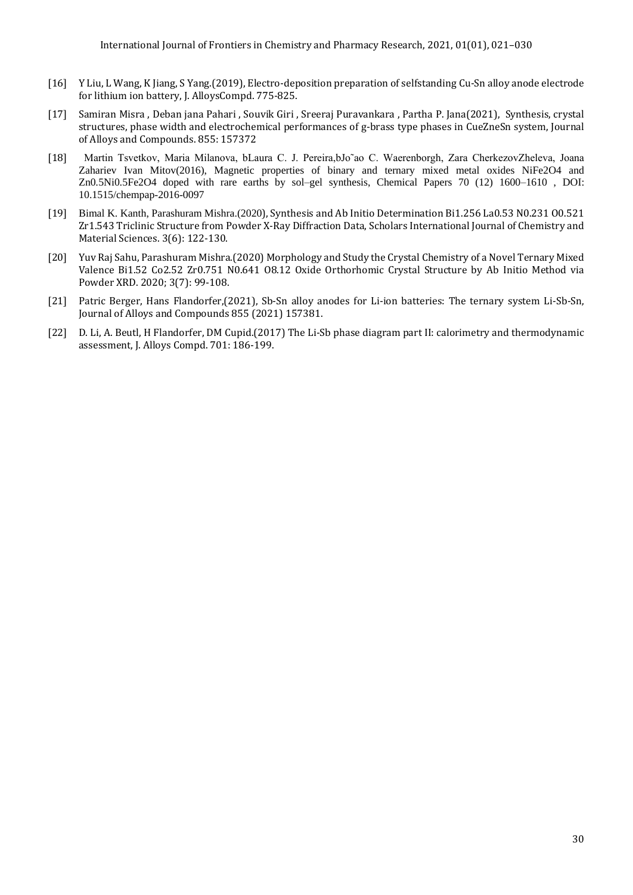[16] Y Liu, L Wang, K Jiang, S Yang.(2019), Electro-deposition preparation of selfstanding Cu-Sn alloy anode electrode for lithium ion battery, J. AlloysCompd. 775-825.

[17] Samiran Misra , Deban jana Pahari , Souvik Giri , Sreeraj Puravankara , Partha P. Jana(2021), Synthesis, crystal structures, phase width and electrochemical performances of g-brass type phases in CueZneSn system, Journal of Alloys and Compounds. 855: 157372

[18] Martin Tsvetkov, Maria Milanova, bLaura C. J. Pereira,bJo˜ao C. Waerenborgh, Zara CherkezovZheleva, Joana Zahariev Ivan Mitov(2016), Magnetic properties of binary and ternary mixed metal oxides $NiFe_2O_4$ and $Zn_{0.5}Ni_{0.5}Fe_2O_4$ doped with rare earths by sol–gel synthesis, Chemical Papers 70 (12) 1600–1610 , DOI: 10.1515/chempap-2016-0097

[19] Bimal K. Kanth, Parashuram Mishra.(2020), Synthesis and Ab Initio Determination $Bi_{1.256}La_{0.53}N_{0.231}O_{0.521}Zr_{1.543}$ Triclinic Structure from Powder X-Ray Diffraction Data, Scholars International Journal of Chemistry and Material Sciences. 3(6): 122-130.

[20] Yuv Raj Sahu, Parashuram Mishra.(2020) Morphology and Study the Crystal Chemistry of a Novel Ternary Mixed Valence $Bi_{1.52}Co_{2.52}Zr_{0.751}N_{0.641}O_{8.12}$ Oxide Orthorhomic Crystal Structure by Ab Initio Method via Powder XRD. 2020; 3(7): 99-108.

[21] Patric Berger, Hans Flandorfer,(2021), Sb-Sn alloy anodes for Li-ion batteries: The ternary system Li-Sb-Sn, Journal of Alloys and Compounds 855 (2021) 157381.

[22] D. Li, A. Beutl, H Flandorfer, DM Cupid.(2017) The Li-Sb phase diagram part II: calorimetry and thermodynamic assessment, J. Alloys Compd. 701: 186-199.